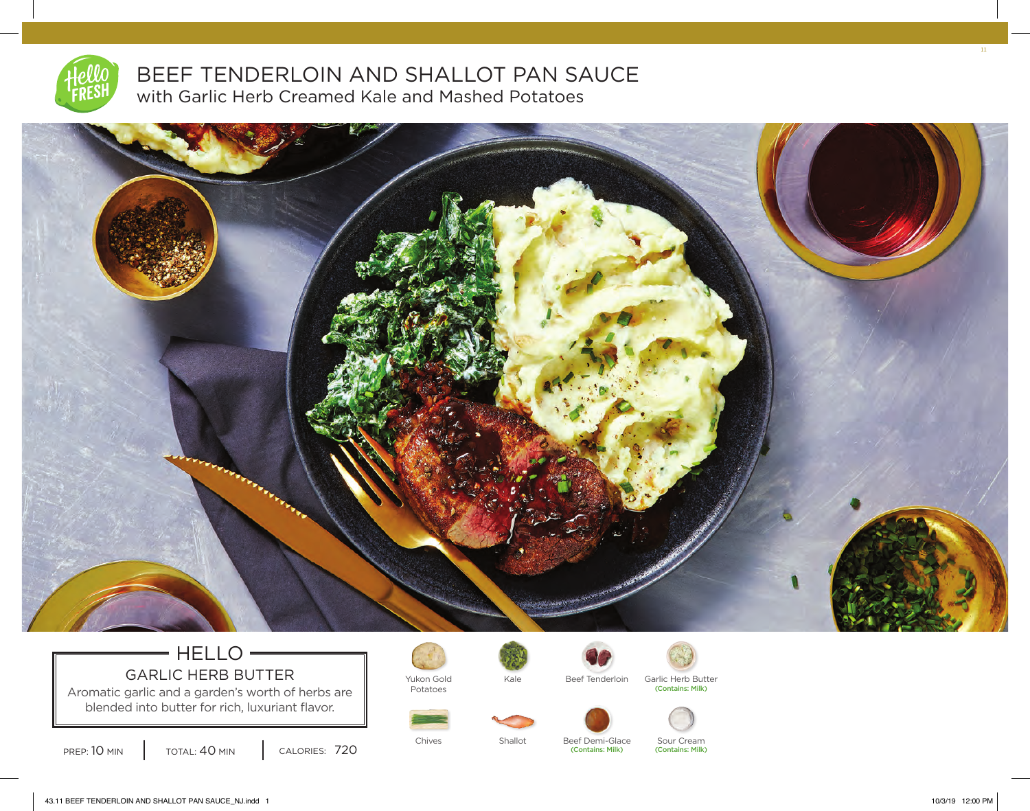# BEEF TENDERLOIN AND SHALLOT PAN SAUCE

## with Garlic Herb Creamed Kale and Mashed Potatoes

### HELLO

**GARLIC HERB BUTTER**

Aromatic garlic and a garden's worth of herbs are blended into butter for rich, luxuriant flavor.

PREP: 10 MIN | TOTAL: 40 MIN | CALORIES: 720

- Yukon Gold Potatoes
- Kale
- Beef Tenderloin
- Garlic Herb Butter (Contains: Milk)
- Chives
- Shallot
- Beef Demi-Glace (Contains: Milk)
- Sour Cream (Contains: Milk)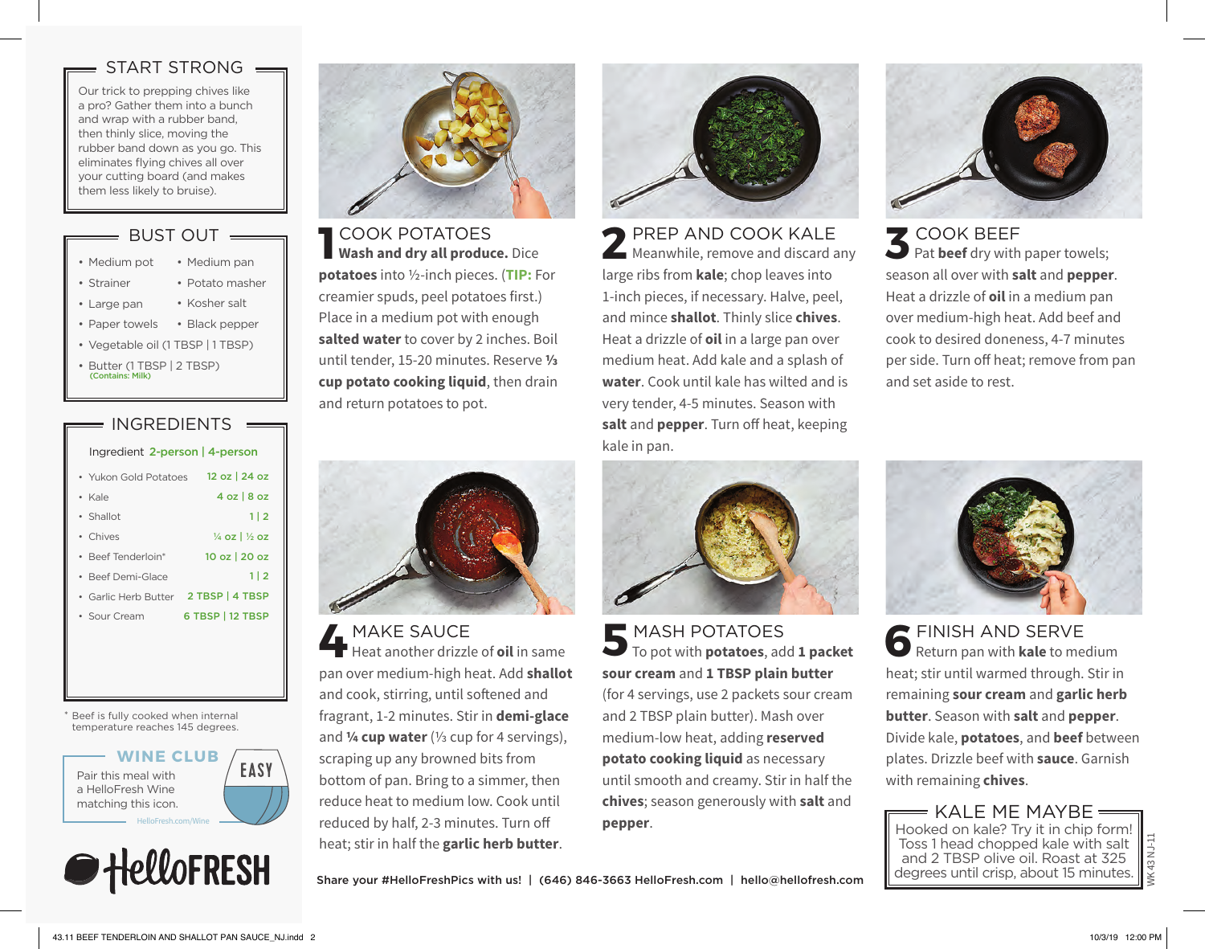## START STRONG

Our trick to prepping chives like a pro? Gather them into a bunch and wrap with a rubber band, then thinly slice, moving the rubber band down as you go. This eliminates flying chives all over your cutting board (and makes them less likely to bruise).

## BUST OUT

- Medium pot
- Strainer
- Large pan
- Paper towels
- Vegetable oil (1 TBSP | 1 TBSP)
- Butter (1 TBSP | 2 TBSP) (Contains: Milk)
- Medium pan
- Potato masher
- Kosher salt
- Black pepper

## INGREDIENTS

| Ingredient | 2-person \| 4-person |
|---|---|
| Yukon Gold Potatoes | 12 oz \| 24 oz |
| Kale | 4 oz \| 8 oz |
| Shallot | 1 \| 2 |
| Chives | ¼ oz \| ½ oz |
| Beef Tenderloin* | 10 oz \| 20 oz |
| Beef Demi-Glace | 1 \| 2 |
| Garlic Herb Butter | 2 TBSP \| 4 TBSP |
| Sour Cream | 6 TBSP \| 12 TBSP |

\* Beef is fully cooked when internal temperature reaches 145 degrees.

**WINE CLUB**

Pair this meal with a HelloFresh Wine matching this icon.

EASY

HelloFresh.com/Wine

HelloFRESH

## 1 COOK POTATOES

**Wash and dry all produce.** Dice **potatoes** into ½-inch pieces. (**TIP:** For creamier spuds, peel potatoes first.) Place in a medium pot with enough **salted water** to cover by 2 inches. Boil until tender, 15-20 minutes. Reserve **⅓ cup potato cooking liquid**, then drain and return potatoes to pot.

## 2 PREP AND COOK KALE

Meanwhile, remove and discard any large ribs from **kale**; chop leaves into 1-inch pieces, if necessary. Halve, peel, and mince **shallot**. Thinly slice **chives**. Heat a drizzle of **oil** in a large pan over medium heat. Add kale and a splash of **water**. Cook until kale has wilted and is very tender, 4-5 minutes. Season with **salt** and **pepper**. Turn off heat, keeping kale in pan.

## 3 COOK BEEF

Pat **beef** dry with paper towels; season all over with **salt** and **pepper**. Heat a drizzle of **oil** in a medium pan over medium-high heat. Add beef and cook to desired doneness, 4-7 minutes per side. Turn off heat; remove from pan and set aside to rest.

## 4 MAKE SAUCE

Heat another drizzle of **oil** in same pan over medium-high heat. Add **shallot** and cook, stirring, until softened and fragrant, 1-2 minutes. Stir in **demi-glace** and **¼ cup water** (⅓ cup for 4 servings), scraping up any browned bits from bottom of pan. Bring to a simmer, then reduce heat to medium low. Cook until reduced by half, 2-3 minutes. Turn off heat; stir in half the **garlic herb butter**.

## 5 MASH POTATOES

To pot with **potatoes**, add **1 packet sour cream** and **1 TBSP plain butter** (for 4 servings, use 2 packets sour cream and 2 TBSP plain butter). Mash over medium-low heat, adding **reserved potato cooking liquid** as necessary until smooth and creamy. Stir in half the **chives**; season generously with **salt** and **pepper**.

## 6 FINISH AND SERVE

Return pan with **kale** to medium heat; stir until warmed through. Stir in remaining **sour cream** and **garlic herb butter**. Season with **salt** and **pepper**. Divide kale, **potatoes**, and **beef** between plates. Drizzle beef with **sauce**. Garnish with remaining **chives**.

## KALE ME MAYBE

Hooked on kale? Try it in chip form! Toss 1 head chopped kale with salt and 2 TBSP olive oil. Roast at 325 degrees until crisp, about 15 minutes.

Share your #HelloFreshPics with us! | (646) 846-3663 HelloFresh.com | hello@hellofresh.com

WK 43 NJ-11